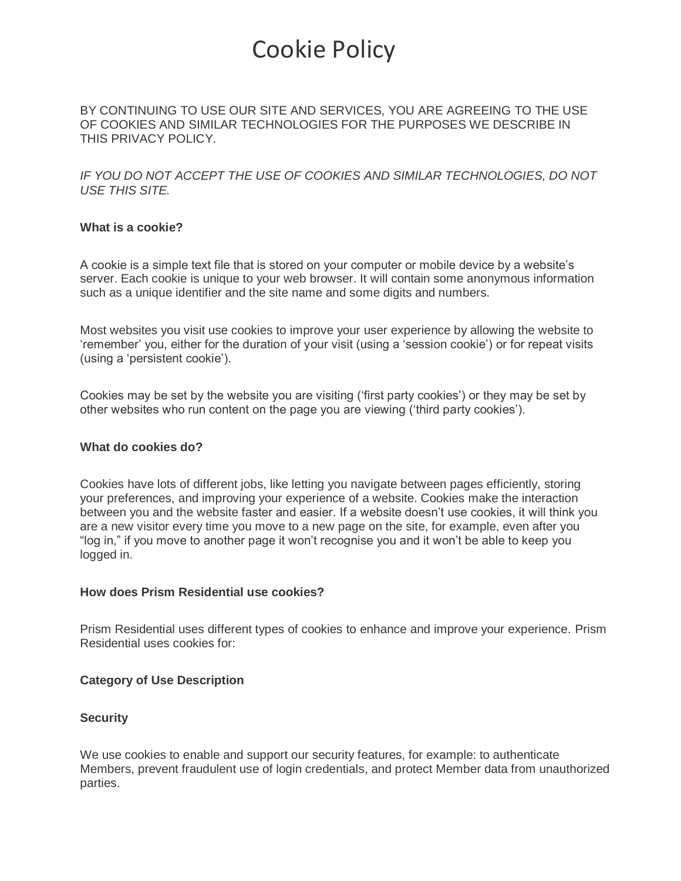# Cookie Policy

BY CONTINUING TO USE OUR SITE AND SERVICES, YOU ARE AGREEING TO THE USE OF COOKIES AND SIMILAR TECHNOLOGIES FOR THE PURPOSES WE DESCRIBE IN THIS PRIVACY POLICY.

*IF YOU DO NOT ACCEPT THE USE OF COOKIES AND SIMILAR TECHNOLOGIES, DO NOT USE THIS SITE.*

**What is a cookie?**

A cookie is a simple text file that is stored on your computer or mobile device by a website's server. Each cookie is unique to your web browser. It will contain some anonymous information such as a unique identifier and the site name and some digits and numbers.

Most websites you visit use cookies to improve your user experience by allowing the website to 'remember' you, either for the duration of your visit (using a 'session cookie') or for repeat visits (using a 'persistent cookie').

Cookies may be set by the website you are visiting ('first party cookies') or they may be set by other websites who run content on the page you are viewing ('third party cookies').

**What do cookies do?**

Cookies have lots of different jobs, like letting you navigate between pages efficiently, storing your preferences, and improving your experience of a website. Cookies make the interaction between you and the website faster and easier. If a website doesn't use cookies, it will think you are a new visitor every time you move to a new page on the site, for example, even after you "log in," if you move to another page it won't recognise you and it won't be able to keep you logged in.

**How does Prism Residential use cookies?**

Prism Residential uses different types of cookies to enhance and improve your experience. Prism Residential uses cookies for:

**Category of Use Description**

**Security**

We use cookies to enable and support our security features, for example: to authenticate Members, prevent fraudulent use of login credentials, and protect Member data from unauthorized parties.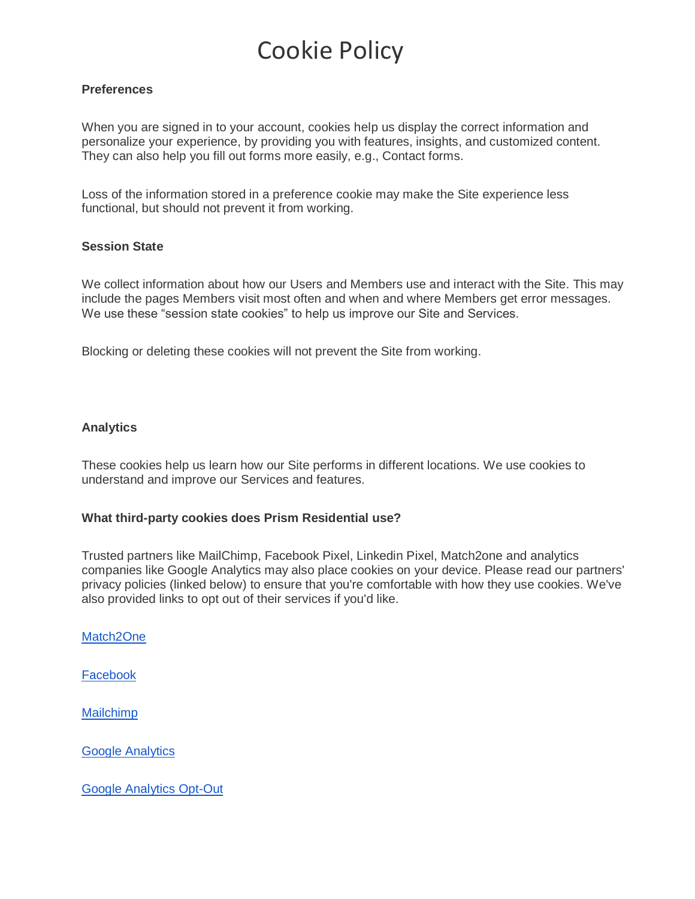# Cookie Policy

**Preferences**

When you are signed in to your account, cookies help us display the correct information and personalize your experience, by providing you with features, insights, and customized content. They can also help you fill out forms more easily, e.g., Contact forms.

Loss of the information stored in a preference cookie may make the Site experience less functional, but should not prevent it from working.

**Session State**

We collect information about how our Users and Members use and interact with the Site. This may include the pages Members visit most often and when and where Members get error messages. We use these "session state cookies" to help us improve our Site and Services.

Blocking or deleting these cookies will not prevent the Site from working.

**Analytics**

These cookies help us learn how our Site performs in different locations. We use cookies to understand and improve our Services and features.

**What third-party cookies does Prism Residential use?**

Trusted partners like MailChimp, Facebook Pixel, Linkedin Pixel, Match2one and analytics companies like Google Analytics may also place cookies on your device. Please read our partners' privacy policies (linked below) to ensure that you're comfortable with how they use cookies. We've also provided links to opt out of their services if you'd like.

Match2One

Facebook

Mailchimp

Google Analytics

Google Analytics Opt-Out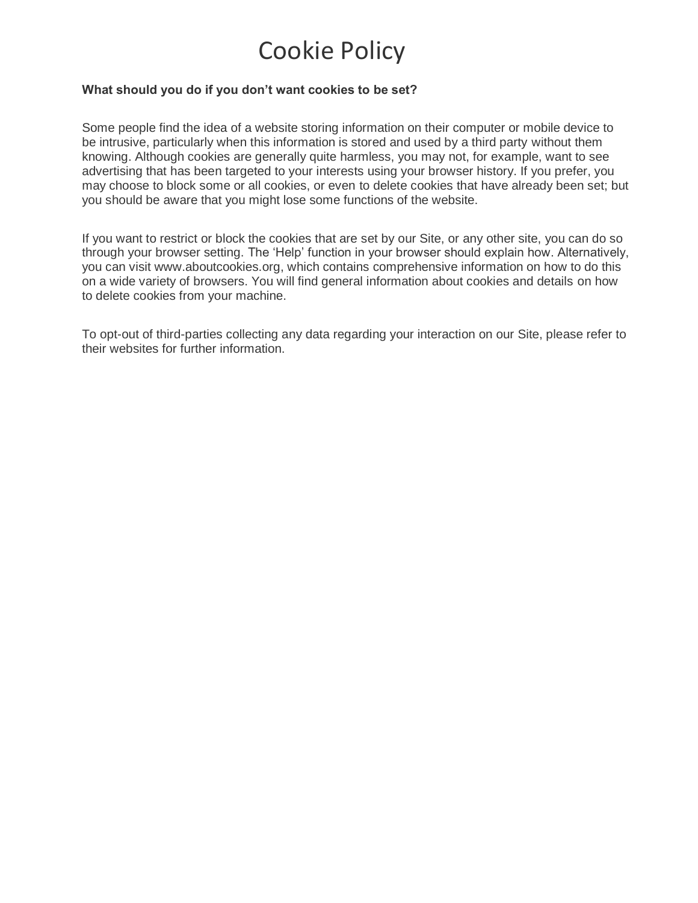# Cookie Policy

**What should you do if you don’t want cookies to be set?**

Some people find the idea of a website storing information on their computer or mobile device to be intrusive, particularly when this information is stored and used by a third party without them knowing. Although cookies are generally quite harmless, you may not, for example, want to see advertising that has been targeted to your interests using your browser history. If you prefer, you may choose to block some or all cookies, or even to delete cookies that have already been set; but you should be aware that you might lose some functions of the website.

If you want to restrict or block the cookies that are set by our Site, or any other site, you can do so through your browser setting. The ‘Help’ function in your browser should explain how. Alternatively, you can visit www.aboutcookies.org, which contains comprehensive information on how to do this on a wide variety of browsers. You will find general information about cookies and details on how to delete cookies from your machine.

To opt-out of third-parties collecting any data regarding your interaction on our Site, please refer to their websites for further information.